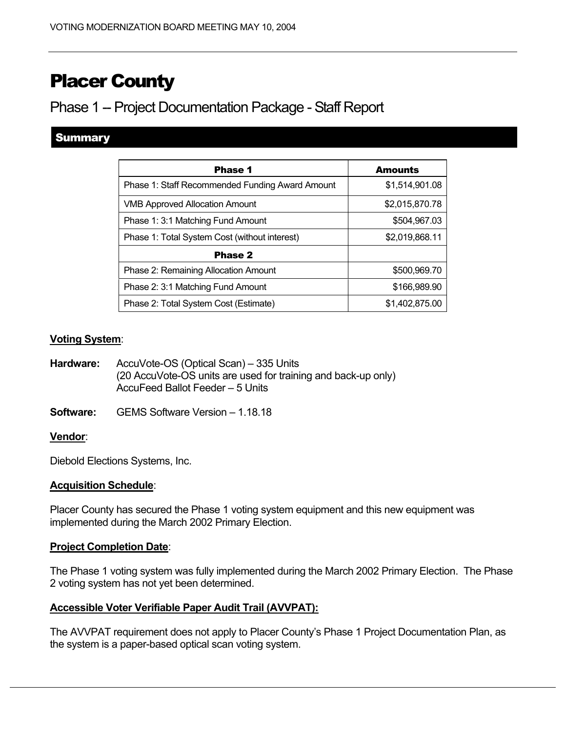// Placer County
# Placer County

## Phase 1 – Project Documentation Package - Staff Report

### Summary

| Phase 1 | Amounts |
|---|---|
| Phase 1: Staff Recommended Funding Award Amount | $1,514,901.08 |
| VMB Approved Allocation Amount | $2,015,870.78 |
| Phase 1: 3:1 Matching Fund Amount | $504,967.03 |
| Phase 1: Total System Cost (without interest) | $2,019,868.11 |
| **Phase 2** | |
| Phase 2: Remaining Allocation Amount | $500,969.70 |
| Phase 2: 3:1 Matching Fund Amount | $166,989.90 |
| Phase 2: Total System Cost (Estimate) | $1,402,875.00 |

**Voting System**:

**Hardware:** AccuVote-OS (Optical Scan) – 335 Units
(20 AccuVote-OS units are used for training and back-up only)
AccuFeed Ballot Feeder – 5 Units

**Software:** GEMS Software Version – 1.18.18

**Vendor**:

Diebold Elections Systems, Inc.

**Acquisition Schedule**:

Placer County has secured the Phase 1 voting system equipment and this new equipment was implemented during the March 2002 Primary Election.

**Project Completion Date**:

The Phase 1 voting system was fully implemented during the March 2002 Primary Election. The Phase 2 voting system has not yet been determined.

**Accessible Voter Verifiable Paper Audit Trail (AVVPAT):**

The AVVPAT requirement does not apply to Placer County's Phase 1 Project Documentation Plan, as the system is a paper-based optical scan voting system.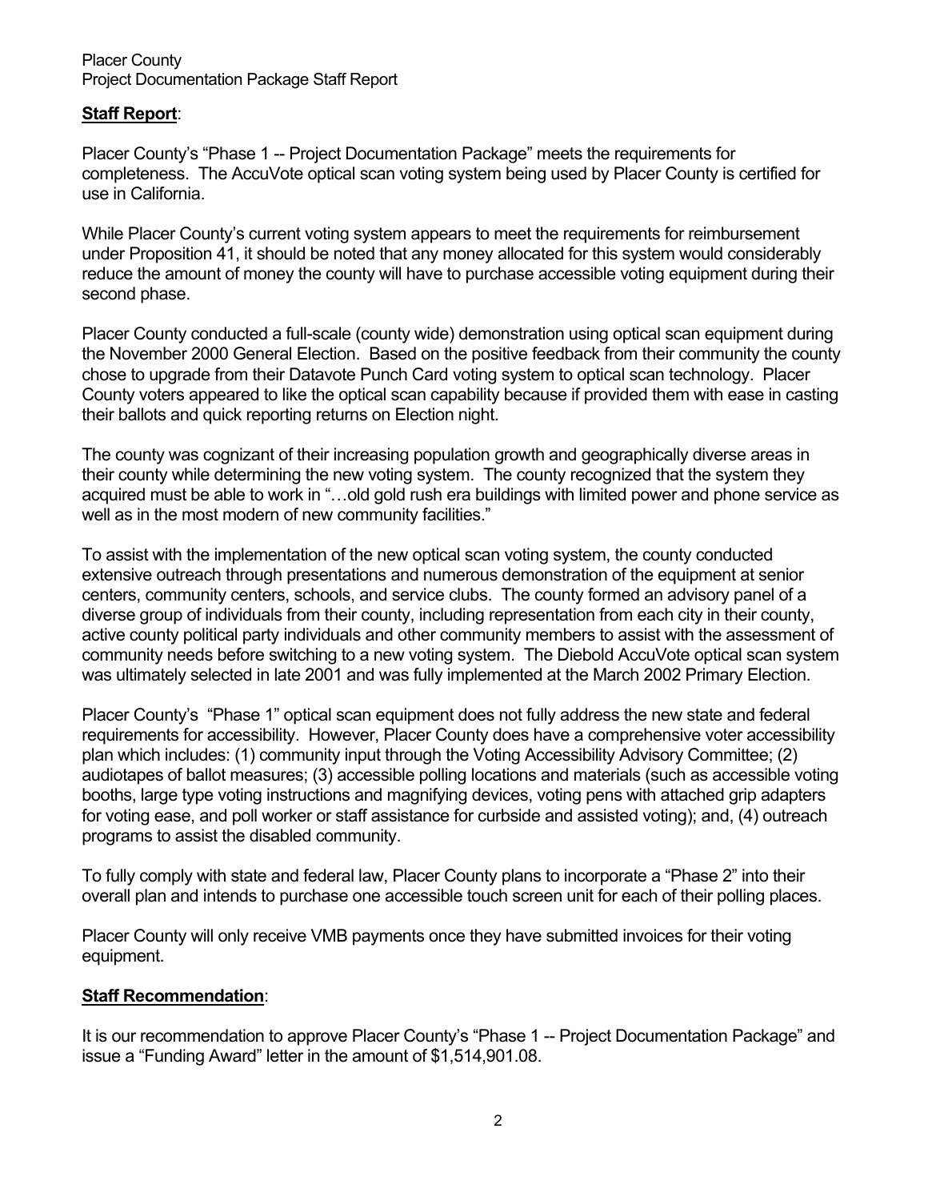**Staff Report**:

Placer County's "Phase 1 -- Project Documentation Package" meets the requirements for completeness. The AccuVote optical scan voting system being used by Placer County is certified for use in California.

While Placer County's current voting system appears to meet the requirements for reimbursement under Proposition 41, it should be noted that any money allocated for this system would considerably reduce the amount of money the county will have to purchase accessible voting equipment during their second phase.

Placer County conducted a full-scale (county wide) demonstration using optical scan equipment during the November 2000 General Election. Based on the positive feedback from their community the county chose to upgrade from their Datavote Punch Card voting system to optical scan technology. Placer County voters appeared to like the optical scan capability because if provided them with ease in casting their ballots and quick reporting returns on Election night.

The county was cognizant of their increasing population growth and geographically diverse areas in their county while determining the new voting system. The county recognized that the system they acquired must be able to work in "…old gold rush era buildings with limited power and phone service as well as in the most modern of new community facilities."

To assist with the implementation of the new optical scan voting system, the county conducted extensive outreach through presentations and numerous demonstration of the equipment at senior centers, community centers, schools, and service clubs. The county formed an advisory panel of a diverse group of individuals from their county, including representation from each city in their county, active county political party individuals and other community members to assist with the assessment of community needs before switching to a new voting system. The Diebold AccuVote optical scan system was ultimately selected in late 2001 and was fully implemented at the March 2002 Primary Election.

Placer County's "Phase 1" optical scan equipment does not fully address the new state and federal requirements for accessibility. However, Placer County does have a comprehensive voter accessibility plan which includes: (1) community input through the Voting Accessibility Advisory Committee; (2) audiotapes of ballot measures; (3) accessible polling locations and materials (such as accessible voting booths, large type voting instructions and magnifying devices, voting pens with attached grip adapters for voting ease, and poll worker or staff assistance for curbside and assisted voting); and, (4) outreach programs to assist the disabled community.

To fully comply with state and federal law, Placer County plans to incorporate a "Phase 2" into their overall plan and intends to purchase one accessible touch screen unit for each of their polling places.

Placer County will only receive VMB payments once they have submitted invoices for their voting equipment.

**Staff Recommendation**:

It is our recommendation to approve Placer County's "Phase 1 -- Project Documentation Package" and issue a "Funding Award" letter in the amount of $1,514,901.08.